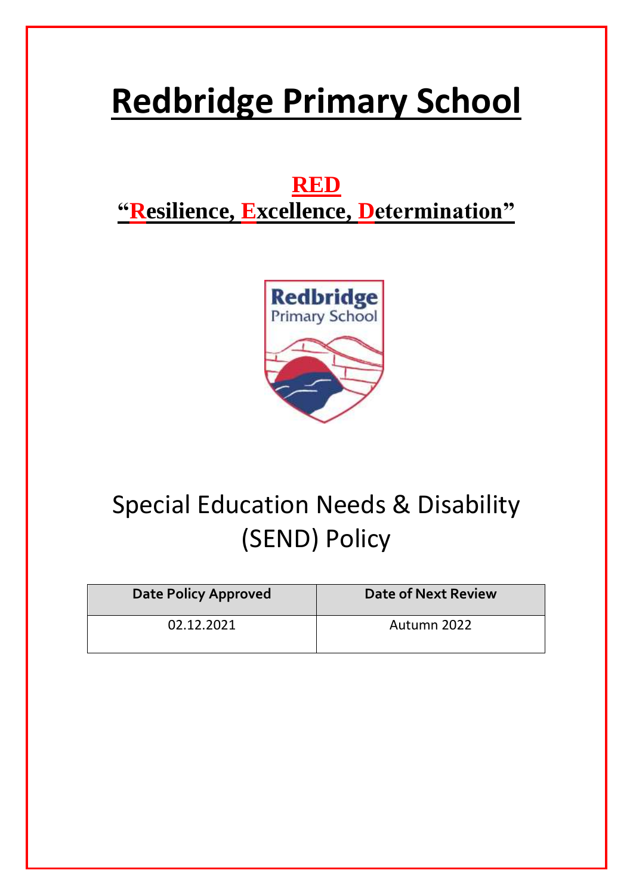# Redbridge Primary School

## RED
## "Resilience, Excellence, Determination"

Special Education Needs & Disability (SEND) Policy

| Date Policy Approved | Date of Next Review |
| --- | --- |
| 02.12.2021 | Autumn 2022 |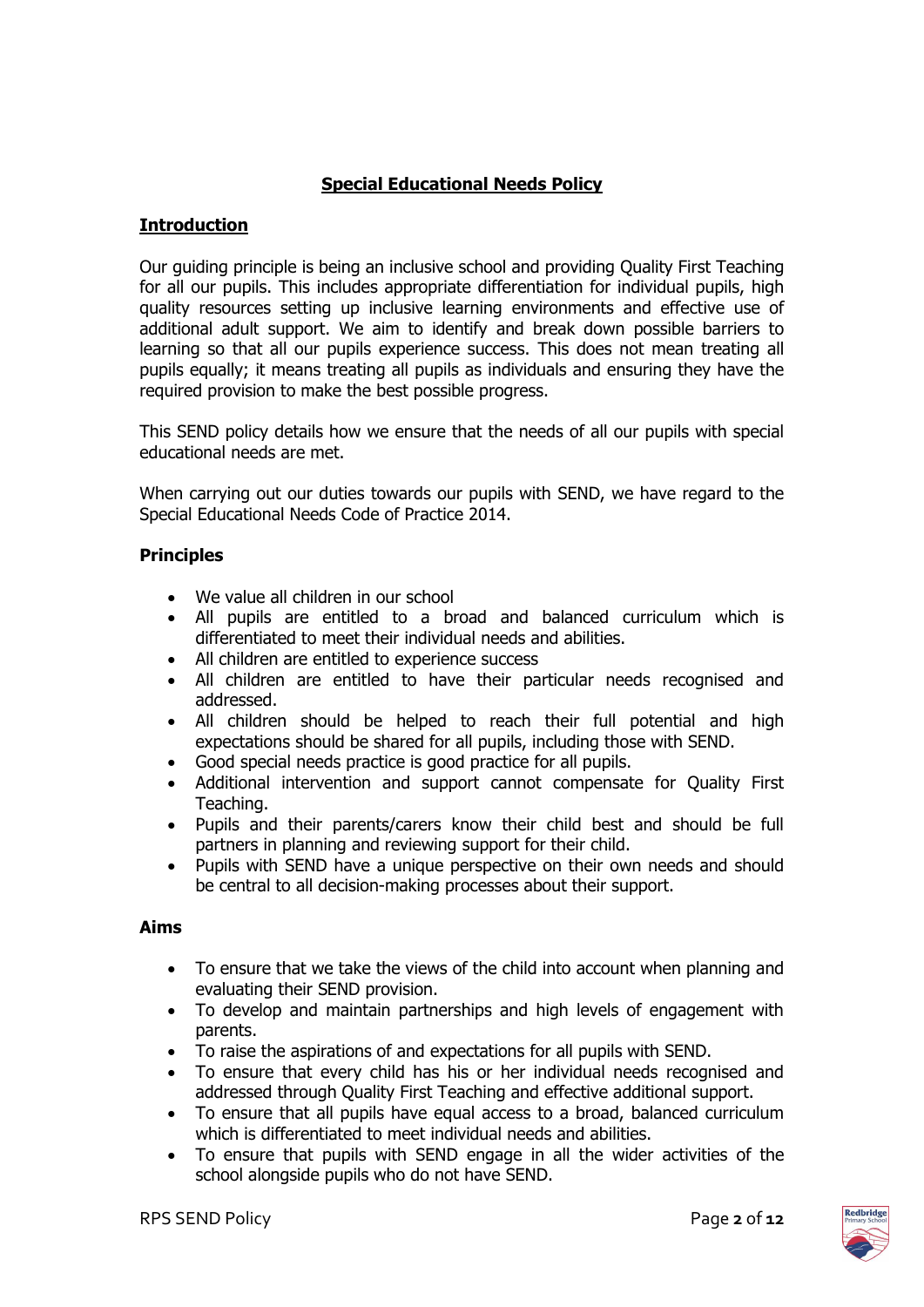# Special Educational Needs Policy

## Introduction

Our guiding principle is being an inclusive school and providing Quality First Teaching for all our pupils. This includes appropriate differentiation for individual pupils, high quality resources setting up inclusive learning environments and effective use of additional adult support. We aim to identify and break down possible barriers to learning so that all our pupils experience success. This does not mean treating all pupils equally; it means treating all pupils as individuals and ensuring they have the required provision to make the best possible progress.

This SEND policy details how we ensure that the needs of all our pupils with special educational needs are met.

When carrying out our duties towards our pupils with SEND, we have regard to the Special Educational Needs Code of Practice 2014.

### Principles

- We value all children in our school
- All pupils are entitled to a broad and balanced curriculum which is differentiated to meet their individual needs and abilities.
- All children are entitled to experience success
- All children are entitled to have their particular needs recognised and addressed.
- All children should be helped to reach their full potential and high expectations should be shared for all pupils, including those with SEND.
- Good special needs practice is good practice for all pupils.
- Additional intervention and support cannot compensate for Quality First Teaching.
- Pupils and their parents/carers know their child best and should be full partners in planning and reviewing support for their child.
- Pupils with SEND have a unique perspective on their own needs and should be central to all decision-making processes about their support.

### Aims

- To ensure that we take the views of the child into account when planning and evaluating their SEND provision.
- To develop and maintain partnerships and high levels of engagement with parents.
- To raise the aspirations of and expectations for all pupils with SEND.
- To ensure that every child has his or her individual needs recognised and addressed through Quality First Teaching and effective additional support.
- To ensure that all pupils have equal access to a broad, balanced curriculum which is differentiated to meet individual needs and abilities.
- To ensure that pupils with SEND engage in all the wider activities of the school alongside pupils who do not have SEND.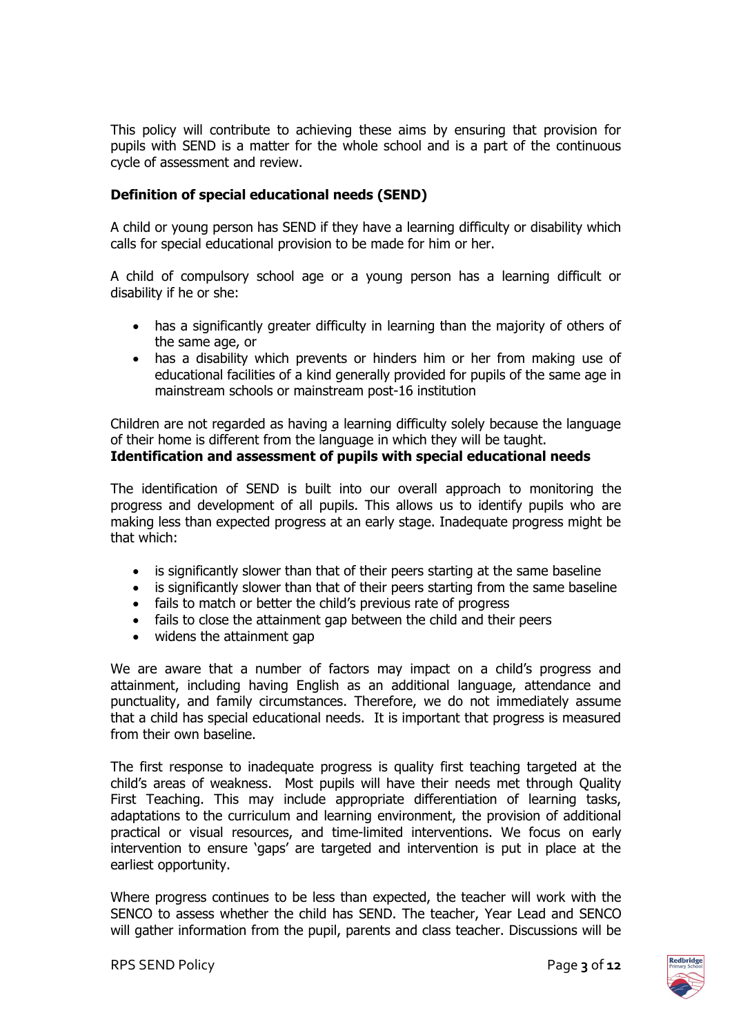This policy will contribute to achieving these aims by ensuring that provision for pupils with SEND is a matter for the whole school and is a part of the continuous cycle of assessment and review.

**Definition of special educational needs (SEND)**

A child or young person has SEND if they have a learning difficulty or disability which calls for special educational provision to be made for him or her.

A child of compulsory school age or a young person has a learning difficult or disability if he or she:

- has a significantly greater difficulty in learning than the majority of others of the same age, or
- has a disability which prevents or hinders him or her from making use of educational facilities of a kind generally provided for pupils of the same age in mainstream schools or mainstream post-16 institution

Children are not regarded as having a learning difficulty solely because the language of their home is different from the language in which they will be taught.

**Identification and assessment of pupils with special educational needs**

The identification of SEND is built into our overall approach to monitoring the progress and development of all pupils. This allows us to identify pupils who are making less than expected progress at an early stage. Inadequate progress might be that which:

- is significantly slower than that of their peers starting at the same baseline
- is significantly slower than that of their peers starting from the same baseline
- fails to match or better the child's previous rate of progress
- fails to close the attainment gap between the child and their peers
- widens the attainment gap

We are aware that a number of factors may impact on a child's progress and attainment, including having English as an additional language, attendance and punctuality, and family circumstances. Therefore, we do not immediately assume that a child has special educational needs. It is important that progress is measured from their own baseline.

The first response to inadequate progress is quality first teaching targeted at the child's areas of weakness. Most pupils will have their needs met through Quality First Teaching. This may include appropriate differentiation of learning tasks, adaptations to the curriculum and learning environment, the provision of additional practical or visual resources, and time-limited interventions. We focus on early intervention to ensure 'gaps' are targeted and intervention is put in place at the earliest opportunity.

Where progress continues to be less than expected, the teacher will work with the SENCO to assess whether the child has SEND. The teacher, Year Lead and SENCO will gather information from the pupil, parents and class teacher. Discussions will be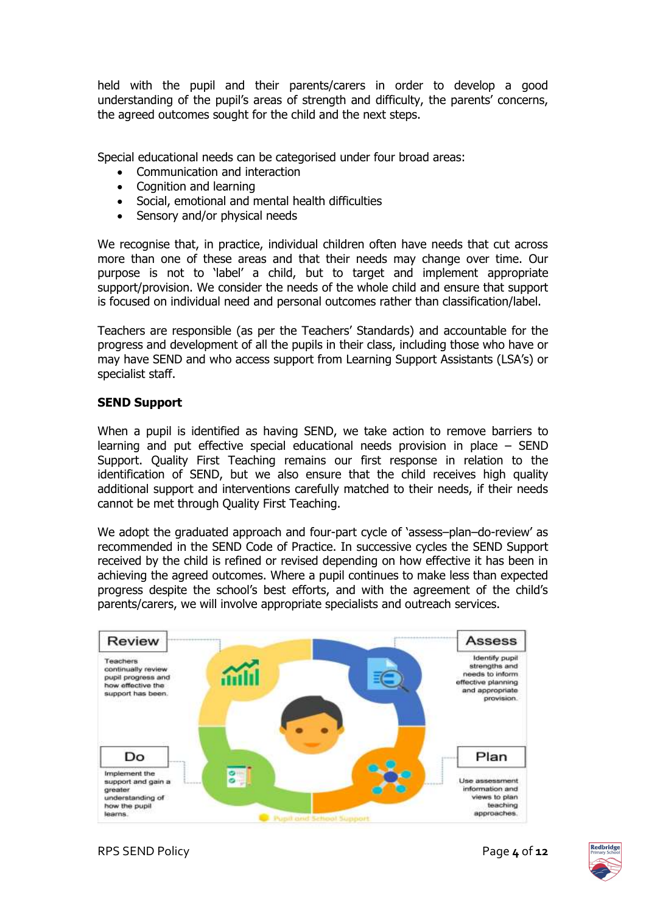held with the pupil and their parents/carers in order to develop a good understanding of the pupil's areas of strength and difficulty, the parents' concerns, the agreed outcomes sought for the child and the next steps.

Special educational needs can be categorised under four broad areas:

- Communication and interaction
- Cognition and learning
- Social, emotional and mental health difficulties
- Sensory and/or physical needs

We recognise that, in practice, individual children often have needs that cut across more than one of these areas and that their needs may change over time. Our purpose is not to 'label' a child, but to target and implement appropriate support/provision. We consider the needs of the whole child and ensure that support is focused on individual need and personal outcomes rather than classification/label.

Teachers are responsible (as per the Teachers' Standards) and accountable for the progress and development of all the pupils in their class, including those who have or may have SEND and who access support from Learning Support Assistants (LSA's) or specialist staff.

**SEND Support**

When a pupil is identified as having SEND, we take action to remove barriers to learning and put effective special educational needs provision in place – SEND Support. Quality First Teaching remains our first response in relation to the identification of SEND, but we also ensure that the child receives high quality additional support and interventions carefully matched to their needs, if their needs cannot be met through Quality First Teaching.

We adopt the graduated approach and four-part cycle of 'assess–plan–do-review' as recommended in the SEND Code of Practice. In successive cycles the SEND Support received by the child is refined or revised depending on how effective it has been in achieving the agreed outcomes. Where a pupil continues to make less than expected progress despite the school's best efforts, and with the agreement of the child's parents/carers, we will involve appropriate specialists and outreach services.

**Review**

Teachers continually review pupil progress and how effective the support has been.

**Assess**

Identify pupil strengths and needs to inform effective planning and appropriate provision.

**Do**

Implement the support and gain a greater understanding of how the pupil learns.

**Plan**

Use assessment information and views to plan teaching approaches.

Pupil and School Support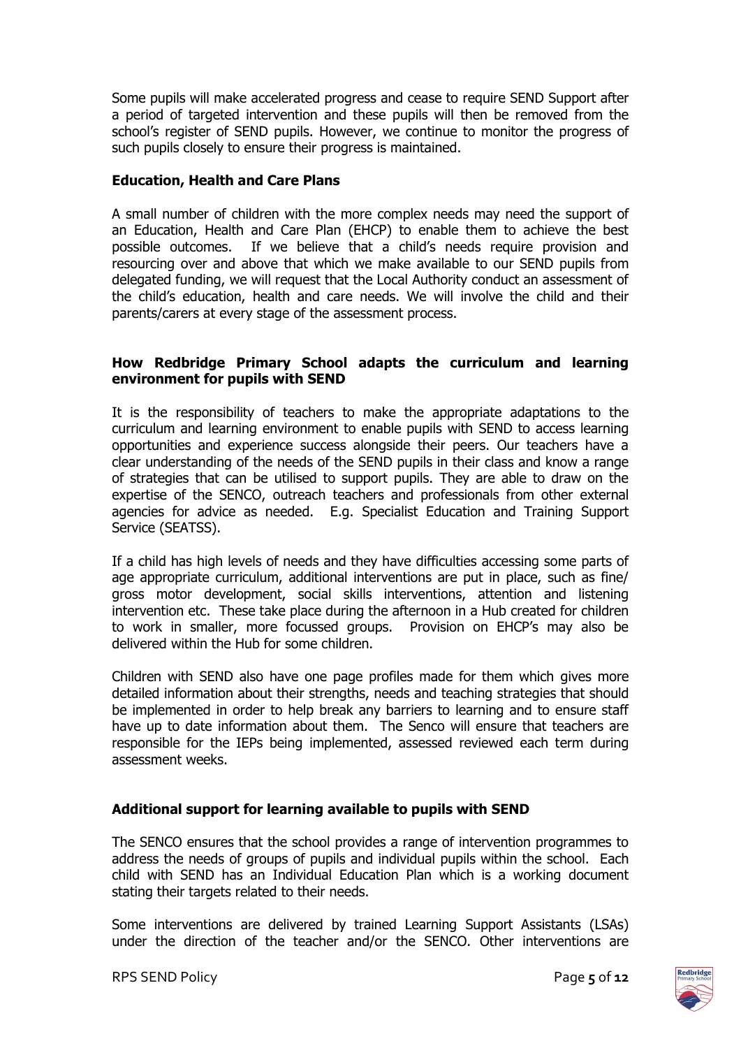Some pupils will make accelerated progress and cease to require SEND Support after a period of targeted intervention and these pupils will then be removed from the school's register of SEND pupils. However, we continue to monitor the progress of such pupils closely to ensure their progress is maintained.

**Education, Health and Care Plans**

A small number of children with the more complex needs may need the support of an Education, Health and Care Plan (EHCP) to enable them to achieve the best possible outcomes. If we believe that a child's needs require provision and resourcing over and above that which we make available to our SEND pupils from delegated funding, we will request that the Local Authority conduct an assessment of the child's education, health and care needs. We will involve the child and their parents/carers at every stage of the assessment process.

**How Redbridge Primary School adapts the curriculum and learning environment for pupils with SEND**

It is the responsibility of teachers to make the appropriate adaptations to the curriculum and learning environment to enable pupils with SEND to access learning opportunities and experience success alongside their peers. Our teachers have a clear understanding of the needs of the SEND pupils in their class and know a range of strategies that can be utilised to support pupils. They are able to draw on the expertise of the SENCO, outreach teachers and professionals from other external agencies for advice as needed. E.g. Specialist Education and Training Support Service (SEATSS).

If a child has high levels of needs and they have difficulties accessing some parts of age appropriate curriculum, additional interventions are put in place, such as fine/ gross motor development, social skills interventions, attention and listening intervention etc. These take place during the afternoon in a Hub created for children to work in smaller, more focussed groups. Provision on EHCP's may also be delivered within the Hub for some children.

Children with SEND also have one page profiles made for them which gives more detailed information about their strengths, needs and teaching strategies that should be implemented in order to help break any barriers to learning and to ensure staff have up to date information about them. The Senco will ensure that teachers are responsible for the IEPs being implemented, assessed reviewed each term during assessment weeks.

**Additional support for learning available to pupils with SEND**

The SENCO ensures that the school provides a range of intervention programmes to address the needs of groups of pupils and individual pupils within the school. Each child with SEND has an Individual Education Plan which is a working document stating their targets related to their needs.

Some interventions are delivered by trained Learning Support Assistants (LSAs) under the direction of the teacher and/or the SENCO. Other interventions are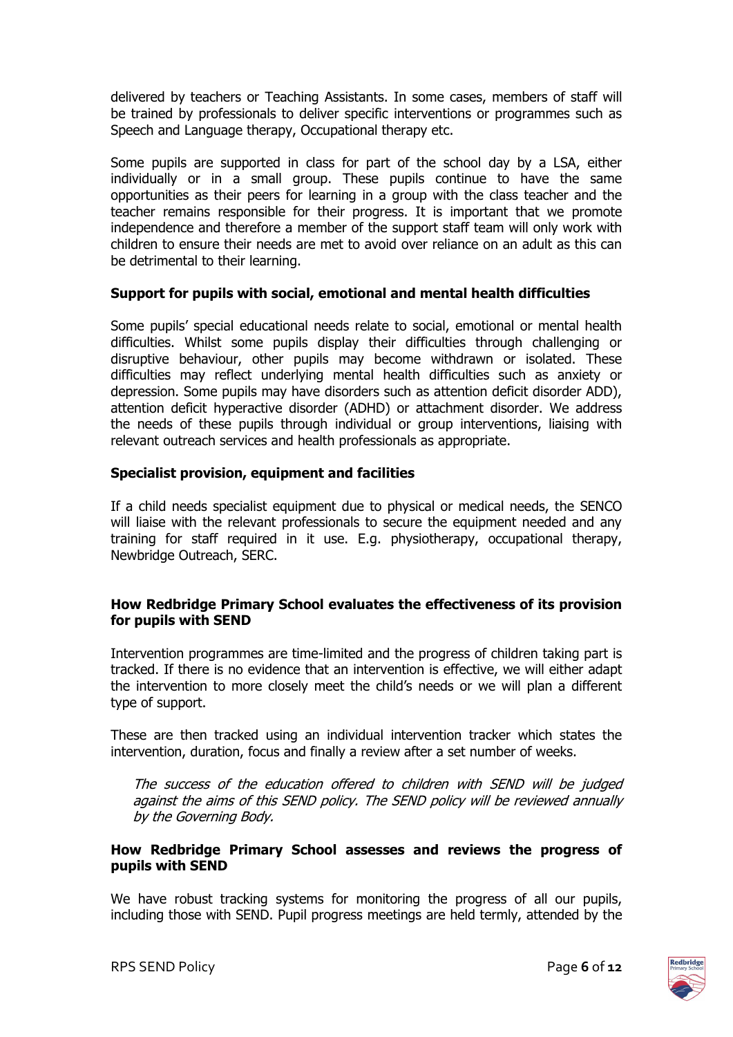delivered by teachers or Teaching Assistants. In some cases, members of staff will be trained by professionals to deliver specific interventions or programmes such as Speech and Language therapy, Occupational therapy etc.

Some pupils are supported in class for part of the school day by a LSA, either individually or in a small group. These pupils continue to have the same opportunities as their peers for learning in a group with the class teacher and the teacher remains responsible for their progress. It is important that we promote independence and therefore a member of the support staff team will only work with children to ensure their needs are met to avoid over reliance on an adult as this can be detrimental to their learning.

**Support for pupils with social, emotional and mental health difficulties**

Some pupils' special educational needs relate to social, emotional or mental health difficulties. Whilst some pupils display their difficulties through challenging or disruptive behaviour, other pupils may become withdrawn or isolated. These difficulties may reflect underlying mental health difficulties such as anxiety or depression. Some pupils may have disorders such as attention deficit disorder ADD), attention deficit hyperactive disorder (ADHD) or attachment disorder. We address the needs of these pupils through individual or group interventions, liaising with relevant outreach services and health professionals as appropriate.

**Specialist provision, equipment and facilities**

If a child needs specialist equipment due to physical or medical needs, the SENCO will liaise with the relevant professionals to secure the equipment needed and any training for staff required in it use. E.g. physiotherapy, occupational therapy, Newbridge Outreach, SERC.

**How Redbridge Primary School evaluates the effectiveness of its provision for pupils with SEND**

Intervention programmes are time-limited and the progress of children taking part is tracked. If there is no evidence that an intervention is effective, we will either adapt the intervention to more closely meet the child's needs or we will plan a different type of support.

These are then tracked using an individual intervention tracker which states the intervention, duration, focus and finally a review after a set number of weeks.

> *The success of the education offered to children with SEND will be judged against the aims of this SEND policy. The SEND policy will be reviewed annually by the Governing Body.*

**How Redbridge Primary School assesses and reviews the progress of pupils with SEND**

We have robust tracking systems for monitoring the progress of all our pupils, including those with SEND. Pupil progress meetings are held termly, attended by the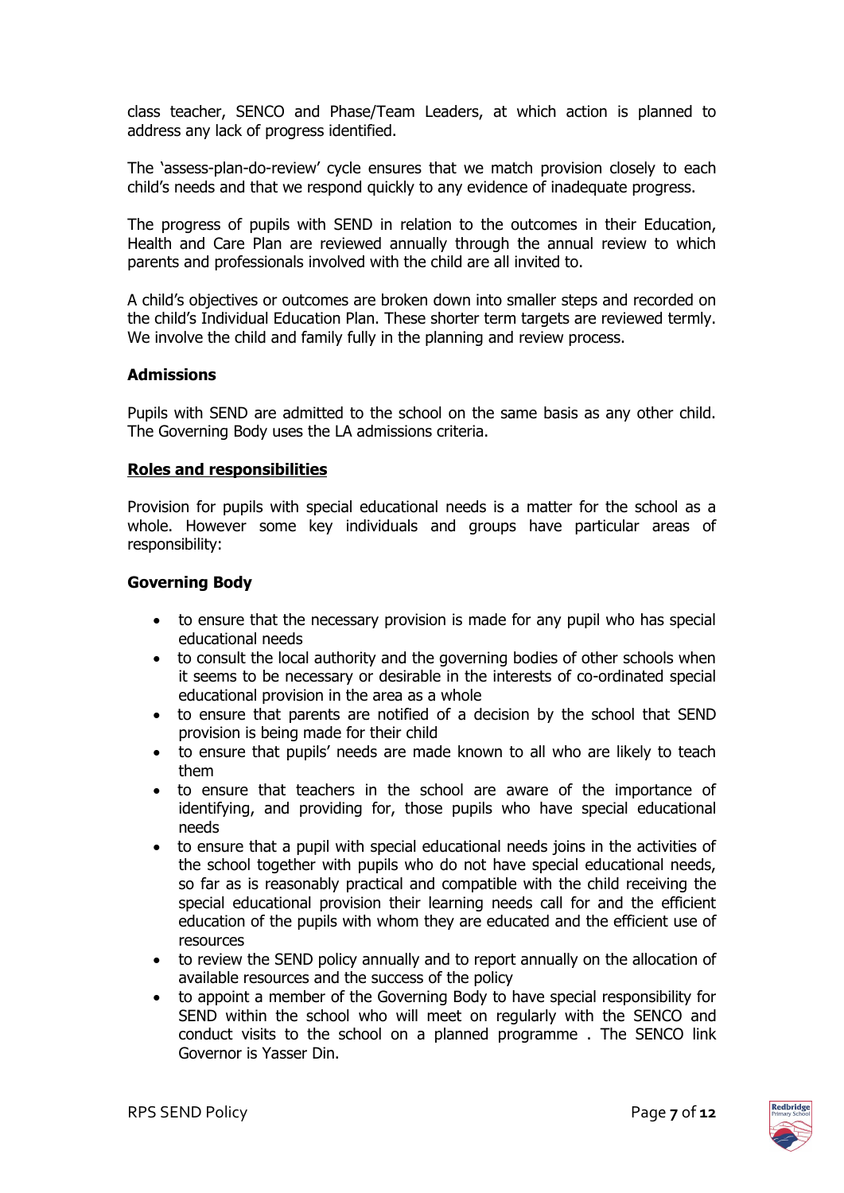class teacher, SENCO and Phase/Team Leaders, at which action is planned to address any lack of progress identified.

The 'assess-plan-do-review' cycle ensures that we match provision closely to each child's needs and that we respond quickly to any evidence of inadequate progress.

The progress of pupils with SEND in relation to the outcomes in their Education, Health and Care Plan are reviewed annually through the annual review to which parents and professionals involved with the child are all invited to.

A child's objectives or outcomes are broken down into smaller steps and recorded on the child's Individual Education Plan. These shorter term targets are reviewed termly. We involve the child and family fully in the planning and review process.

**Admissions**

Pupils with SEND are admitted to the school on the same basis as any other child. The Governing Body uses the LA admissions criteria.

**Roles and responsibilities**

Provision for pupils with special educational needs is a matter for the school as a whole. However some key individuals and groups have particular areas of responsibility:

**Governing Body**

- to ensure that the necessary provision is made for any pupil who has special educational needs
- to consult the local authority and the governing bodies of other schools when it seems to be necessary or desirable in the interests of co-ordinated special educational provision in the area as a whole
- to ensure that parents are notified of a decision by the school that SEND provision is being made for their child
- to ensure that pupils' needs are made known to all who are likely to teach them
- to ensure that teachers in the school are aware of the importance of identifying, and providing for, those pupils who have special educational needs
- to ensure that a pupil with special educational needs joins in the activities of the school together with pupils who do not have special educational needs, so far as is reasonably practical and compatible with the child receiving the special educational provision their learning needs call for and the efficient education of the pupils with whom they are educated and the efficient use of resources
- to review the SEND policy annually and to report annually on the allocation of available resources and the success of the policy
- to appoint a member of the Governing Body to have special responsibility for SEND within the school who will meet on regularly with the SENCO and conduct visits to the school on a planned programme . The SENCO link Governor is Yasser Din.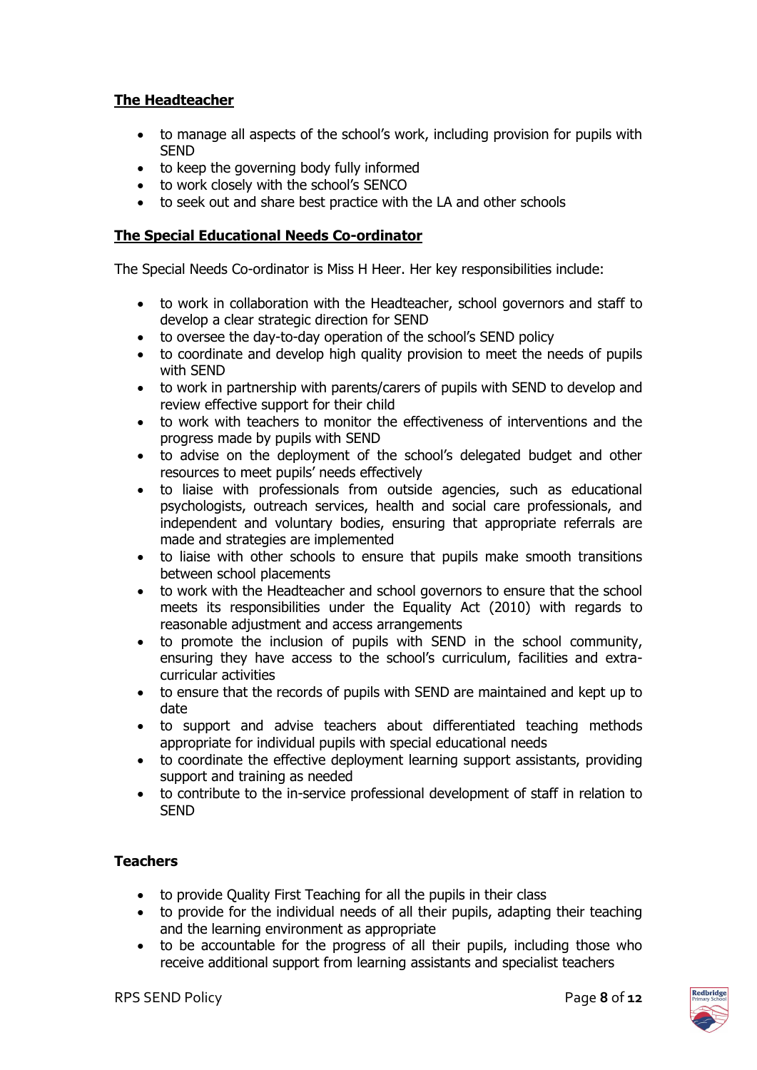### **<u>The Headteacher</u>**

- to manage all aspects of the school's work, including provision for pupils with SEND
- to keep the governing body fully informed
- to work closely with the school's SENCO
- to seek out and share best practice with the LA and other schools

### **<u>The Special Educational Needs Co-ordinator</u>**

The Special Needs Co-ordinator is Miss H Heer. Her key responsibilities include:

- to work in collaboration with the Headteacher, school governors and staff to develop a clear strategic direction for SEND
- to oversee the day-to-day operation of the school's SEND policy
- to coordinate and develop high quality provision to meet the needs of pupils with SEND
- to work in partnership with parents/carers of pupils with SEND to develop and review effective support for their child
- to work with teachers to monitor the effectiveness of interventions and the progress made by pupils with SEND
- to advise on the deployment of the school's delegated budget and other resources to meet pupils' needs effectively
- to liaise with professionals from outside agencies, such as educational psychologists, outreach services, health and social care professionals, and independent and voluntary bodies, ensuring that appropriate referrals are made and strategies are implemented
- to liaise with other schools to ensure that pupils make smooth transitions between school placements
- to work with the Headteacher and school governors to ensure that the school meets its responsibilities under the Equality Act (2010) with regards to reasonable adjustment and access arrangements
- to promote the inclusion of pupils with SEND in the school community, ensuring they have access to the school's curriculum, facilities and extra-curricular activities
- to ensure that the records of pupils with SEND are maintained and kept up to date
- to support and advise teachers about differentiated teaching methods appropriate for individual pupils with special educational needs
- to coordinate the effective deployment learning support assistants, providing support and training as needed
- to contribute to the in-service professional development of staff in relation to SEND

### **Teachers**

- to provide Quality First Teaching for all the pupils in their class
- to provide for the individual needs of all their pupils, adapting their teaching and the learning environment as appropriate
- to be accountable for the progress of all their pupils, including those who receive additional support from learning assistants and specialist teachers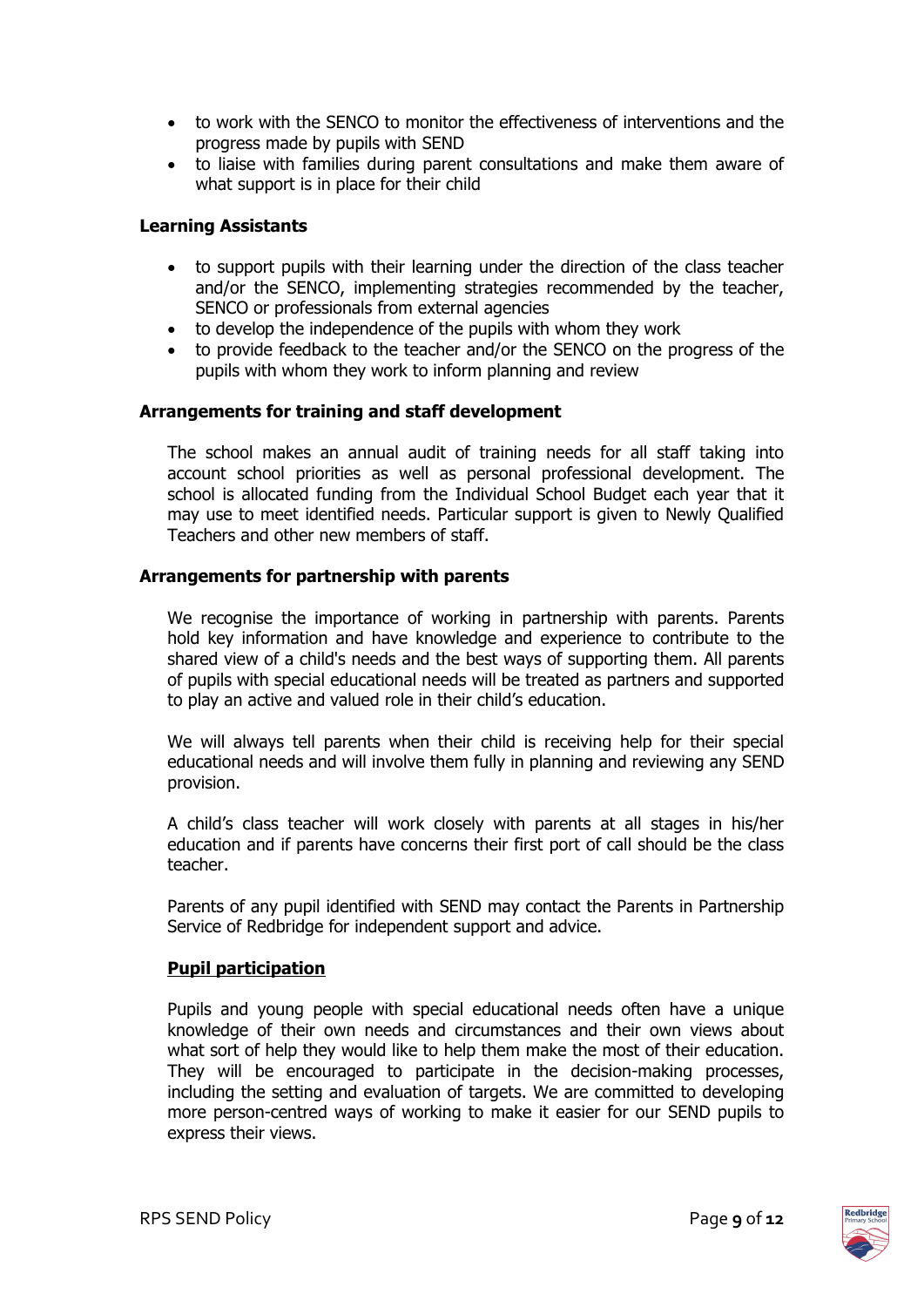- to work with the SENCO to monitor the effectiveness of interventions and the progress made by pupils with SEND
- to liaise with families during parent consultations and make them aware of what support is in place for their child

**Learning Assistants**

- to support pupils with their learning under the direction of the class teacher and/or the SENCO, implementing strategies recommended by the teacher, SENCO or professionals from external agencies
- to develop the independence of the pupils with whom they work
- to provide feedback to the teacher and/or the SENCO on the progress of the pupils with whom they work to inform planning and review

**Arrangements for training and staff development**

The school makes an annual audit of training needs for all staff taking into account school priorities as well as personal professional development. The school is allocated funding from the Individual School Budget each year that it may use to meet identified needs. Particular support is given to Newly Qualified Teachers and other new members of staff.

**Arrangements for partnership with parents**

We recognise the importance of working in partnership with parents. Parents hold key information and have knowledge and experience to contribute to the shared view of a child's needs and the best ways of supporting them. All parents of pupils with special educational needs will be treated as partners and supported to play an active and valued role in their child's education.

We will always tell parents when their child is receiving help for their special educational needs and will involve them fully in planning and reviewing any SEND provision.

A child's class teacher will work closely with parents at all stages in his/her education and if parents have concerns their first port of call should be the class teacher.

Parents of any pupil identified with SEND may contact the Parents in Partnership Service of Redbridge for independent support and advice.

**Pupil participation**

Pupils and young people with special educational needs often have a unique knowledge of their own needs and circumstances and their own views about what sort of help they would like to help them make the most of their education. They will be encouraged to participate in the decision-making processes, including the setting and evaluation of targets. We are committed to developing more person-centred ways of working to make it easier for our SEND pupils to express their views.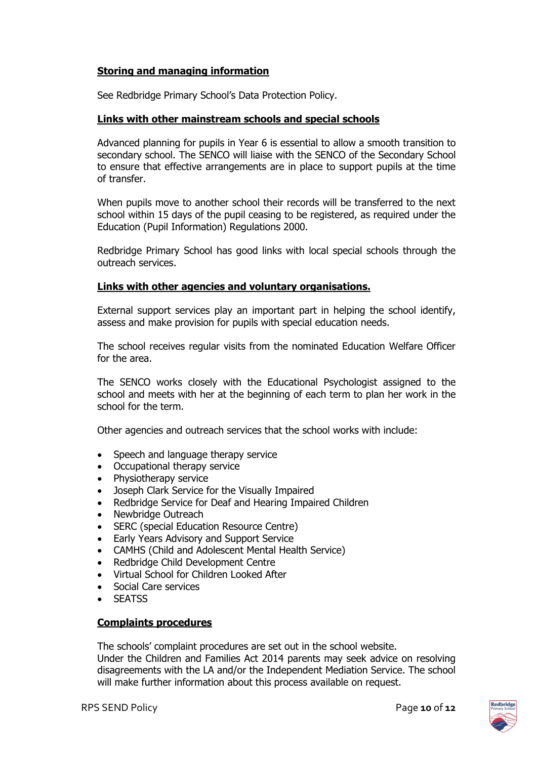## Storing and managing information

See Redbridge Primary School's Data Protection Policy.

## Links with other mainstream schools and special schools

Advanced planning for pupils in Year 6 is essential to allow a smooth transition to secondary school. The SENCO will liaise with the SENCO of the Secondary School to ensure that effective arrangements are in place to support pupils at the time of transfer.

When pupils move to another school their records will be transferred to the next school within 15 days of the pupil ceasing to be registered, as required under the Education (Pupil Information) Regulations 2000.

Redbridge Primary School has good links with local special schools through the outreach services.

## Links with other agencies and voluntary organisations.

External support services play an important part in helping the school identify, assess and make provision for pupils with special education needs.

The school receives regular visits from the nominated Education Welfare Officer for the area.

The SENCO works closely with the Educational Psychologist assigned to the school and meets with her at the beginning of each term to plan her work in the school for the term.

Other agencies and outreach services that the school works with include:

- Speech and language therapy service
- Occupational therapy service
- Physiotherapy service
- Joseph Clark Service for the Visually Impaired
- Redbridge Service for Deaf and Hearing Impaired Children
- Newbridge Outreach
- SERC (special Education Resource Centre)
- Early Years Advisory and Support Service
- CAMHS (Child and Adolescent Mental Health Service)
- Redbridge Child Development Centre
- Virtual School for Children Looked After
- Social Care services
- SEATSS

## Complaints procedures

The schools' complaint procedures are set out in the school website.
Under the Children and Families Act 2014 parents may seek advice on resolving disagreements with the LA and/or the Independent Mediation Service. The school will make further information about this process available on request.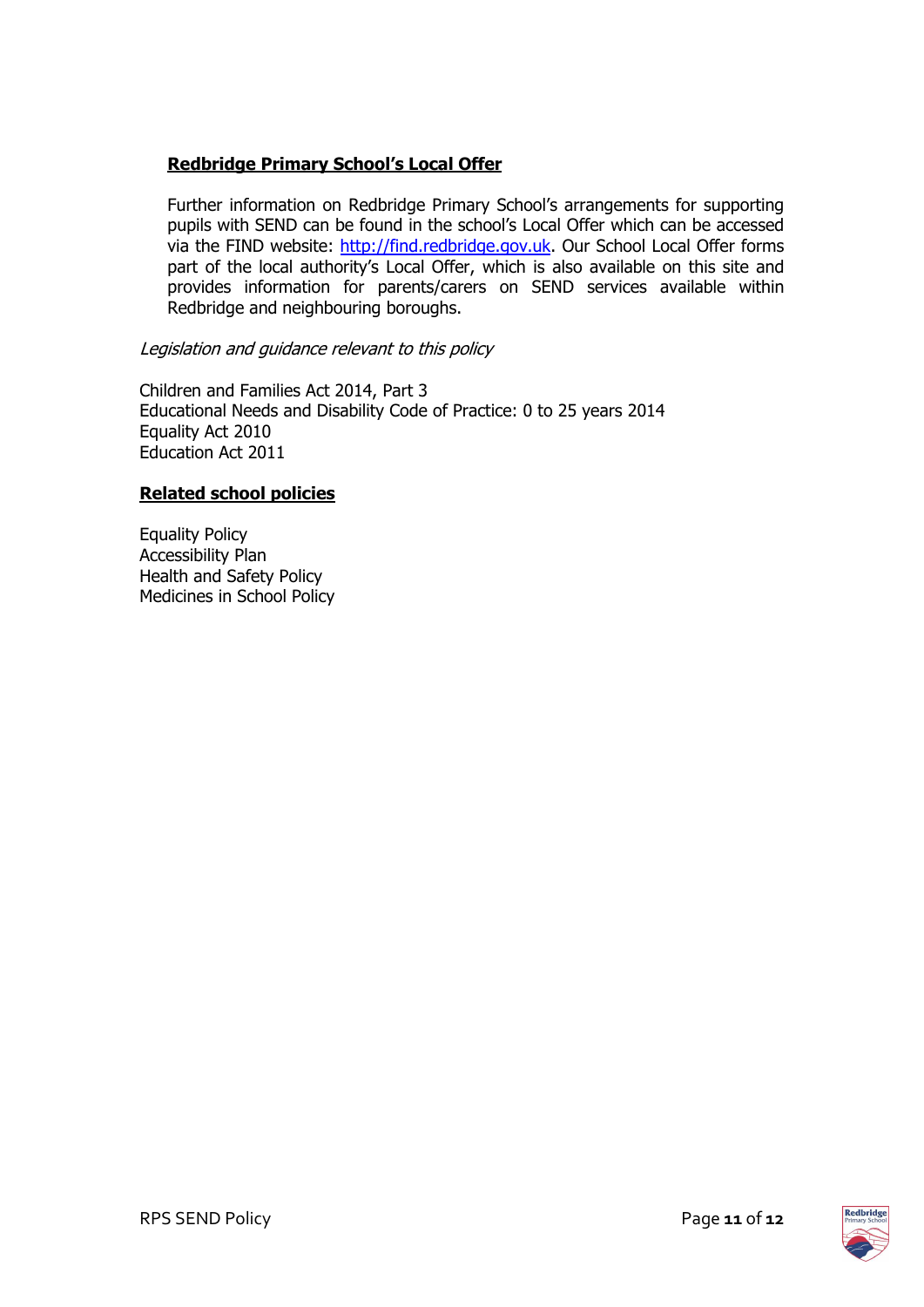**Redbridge Primary School's Local Offer**

Further information on Redbridge Primary School's arrangements for supporting pupils with SEND can be found in the school's Local Offer which can be accessed via the FIND website: [http://find.redbridge.gov.uk](http://find.redbridge.gov.uk). Our School Local Offer forms part of the local authority's Local Offer, which is also available on this site and provides information for parents/carers on SEND services available within Redbridge and neighbouring boroughs.

*Legislation and guidance relevant to this policy*

Children and Families Act 2014, Part 3
Educational Needs and Disability Code of Practice: 0 to 25 years 2014
Equality Act 2010
Education Act 2011

**Related school policies**

Equality Policy
Accessibility Plan
Health and Safety Policy
Medicines in School Policy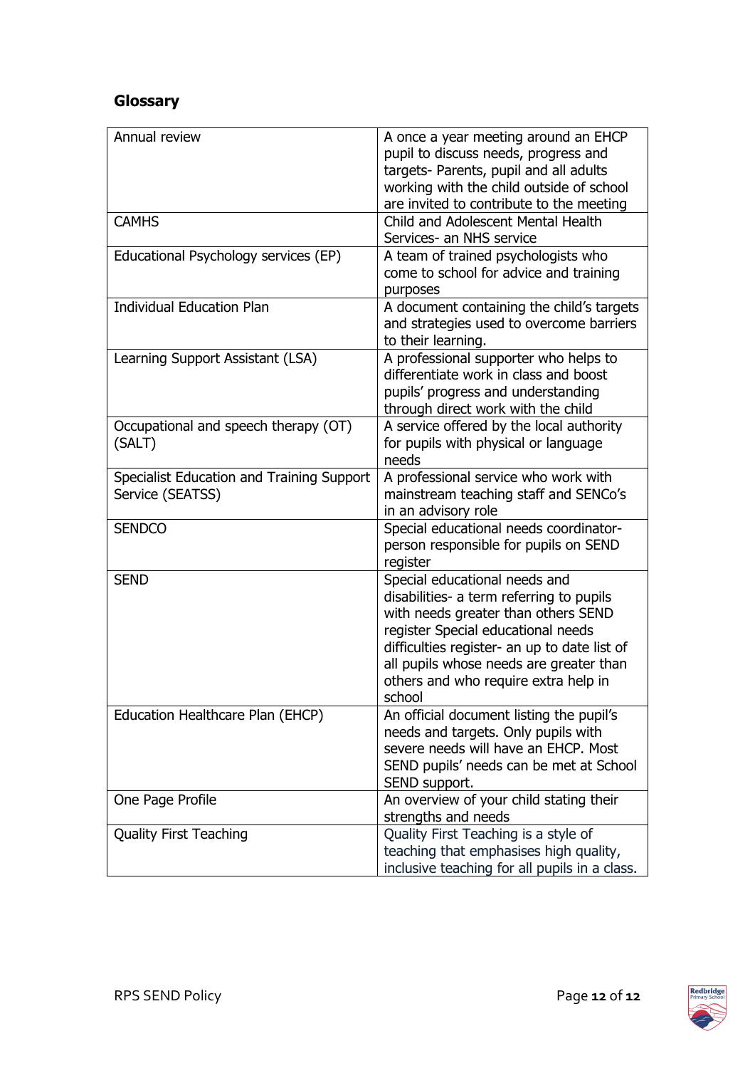## Glossary

| | |
|---|---|
| Annual review | A once a year meeting around an EHCP pupil to discuss needs, progress and targets- Parents, pupil and all adults working with the child outside of school are invited to contribute to the meeting |
| CAMHS | Child and Adolescent Mental Health Services- an NHS service |
| Educational Psychology services (EP) | A team of trained psychologists who come to school for advice and training purposes |
| Individual Education Plan | A document containing the child's targets and strategies used to overcome barriers to their learning. |
| Learning Support Assistant (LSA) | A professional supporter who helps to differentiate work in class and boost pupils' progress and understanding through direct work with the child |
| Occupational and speech therapy (OT) (SALT) | A service offered by the local authority for pupils with physical or language needs |
| Specialist Education and Training Support Service (SEATSS) | A professional service who work with mainstream teaching staff and SENCo's in an advisory role |
| SENDCO | Special educational needs coordinator- person responsible for pupils on SEND register |
| SEND | Special educational needs and disabilities- a term referring to pupils with needs greater than others SEND register Special educational needs difficulties register- an up to date list of all pupils whose needs are greater than others and who require extra help in school |
| Education Healthcare Plan (EHCP) | An official document listing the pupil's needs and targets. Only pupils with severe needs will have an EHCP. Most SEND pupils' needs can be met at School SEND support. |
| One Page Profile | An overview of your child stating their strengths and needs |
| Quality First Teaching | Quality First Teaching is a style of teaching that emphasises high quality, inclusive teaching for all pupils in a class. |